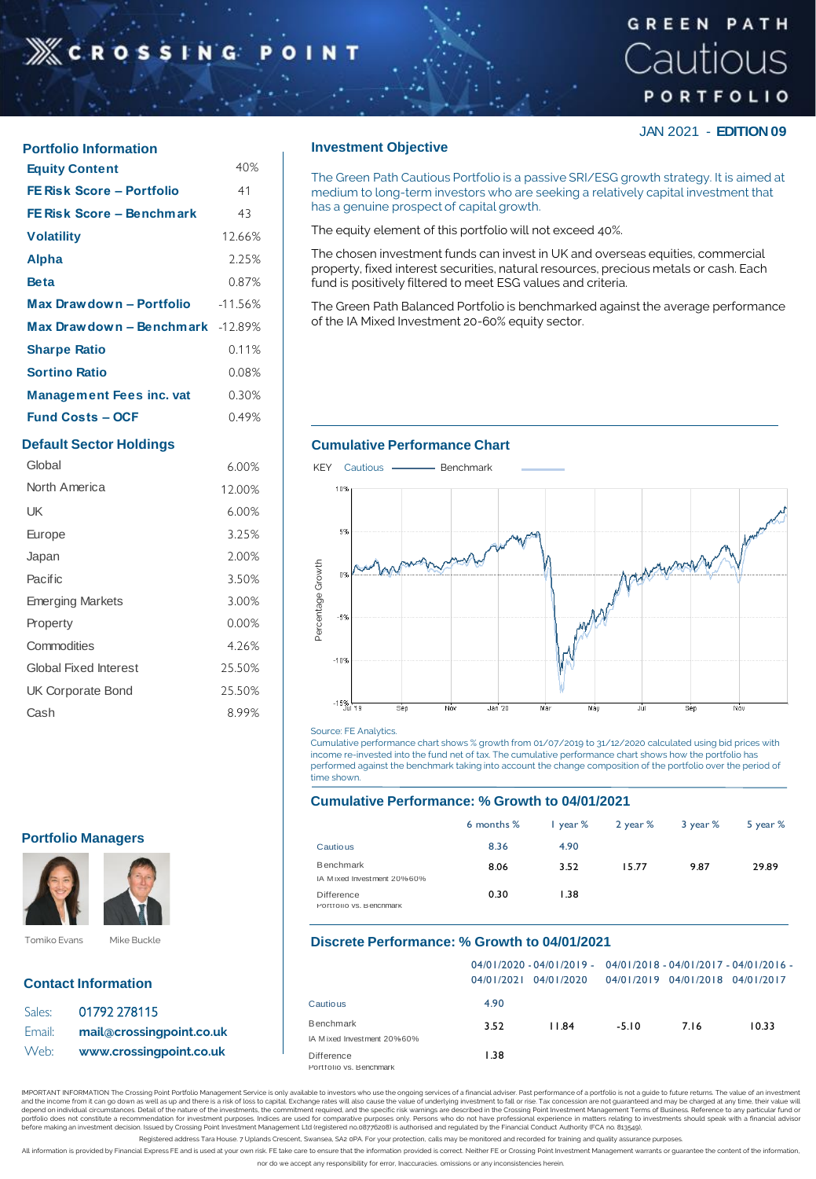# CROSSING POINT

# GREEN PATH Cautious PORTFOLIO

JAN 2021 - **EDITION 09**

## Portfolio Information

| | |
|---|---|
| **Equity Content** | 40% |
| **FE Risk Score – Portfolio** | 41 |
| **FE Risk Score – Benchmark** | 43 |
| **Volatility** | 12.66% |
| **Alpha** | 2.25% |
| **Beta** | 0.87% |
| **Max Drawdown – Portfolio** | -11.56% |
| **Max Drawdown – Benchmark** | -12.89% |
| **Sharpe Ratio** | 0.11% |
| **Sortino Ratio** | 0.08% |
| **Management Fees inc. vat** | 0.30% |
| **Fund Costs – OCF** | 0.49% |

## Default Sector Holdings

| | |
|---|---|
| Global | 6.00% |
| North America | 12.00% |
| UK | 6.00% |
| Europe | 3.25% |
| Japan | 2.00% |
| Pacific | 3.50% |
| Emerging Markets | 3.00% |
| Property | 0.00% |
| Commodities | 4.26% |
| Global Fixed Interest | 25.50% |
| UK Corporate Bond | 25.50% |
| Cash | 8.99% |

## Portfolio Managers

Tomiko Evans   Mike Buckle

## Contact Information

Sales: **01792 278115**
Email: **mail@crossingpoint.co.uk**
Web: **www.crossingpoint.co.uk**

## Investment Objective

The Green Path Cautious Portfolio is a passive SRI/ESG growth strategy. It is aimed at medium to long-term investors who are seeking a relatively capital investment that has a genuine prospect of capital growth.

The equity element of this portfolio will not exceed 40%.

The chosen investment funds can invest in UK and overseas equities, commercial property, fixed interest securities, natural resources, precious metals or cash. Each fund is positively filtered to meet ESG values and criteria.

The Green Path Balanced Portfolio is benchmarked against the average performance of the IA Mixed Investment 20-60% equity sector.

## Cumulative Performance Chart

KEY Cautious —— Benchmark

Source: FE Analytics.

Cumulative performance chart shows % growth from 01/07/2019 to 31/12/2020 calculated using bid prices with income re-invested into the fund net of tax. The cumulative performance chart shows how the portfolio has performed against the benchmark taking into account the change composition of the portfolio over the period of time shown.

## Cumulative Performance: % Growth to 04/01/2021

| | 6 months % | 1 year % | 2 year % | 3 year % | 5 year % |
|---|---|---|---|---|---|
| Cautious | 8.36 | 4.90 | | | |
| Benchmark<br>IA Mixed Investment 20%60% | 8.06 | 3.52 | 15.77 | 9.87 | 29.89 |
| Difference<br>Portfolio vs. Benchmark | 0.30 | 1.38 | | | |

## Discrete Performance: % Growth to 04/01/2021

| | 04/01/2020 - 04/01/2021 | 04/01/2019 - 04/01/2020 | 04/01/2018 - 04/01/2019 | 04/01/2017 - 04/01/2018 | 04/01/2016 - 04/01/2017 |
|---|---|---|---|---|---|
| Cautious | 4.90 | | | | |
| Benchmark<br>IA Mixed Investment 20%60% | 3.52 | 11.84 | -5.10 | 7.16 | 10.33 |
| Difference<br>Portfolio vs. Benchmark | 1.38 | | | | |

IMPORTANT INFORMATION The Crossing Point Portfolio Management Service is only available to investors who use the ongoing services of a financial adviser. Past performance of a portfolio is not a guide to future returns. The value of an investment and the income from it can go down as well as up and there is a risk of loss to capital. Exchange rates will also cause the value of underlying investment to fall or rise. Tax concession are not guaranteed and may be charged at any time, their value will depend on individual circumstances. Detail of the nature of the investments, the commitment required, and the specific risk warnings are described in the Crossing Point Investment Management Terms of Business. Reference to any particular fund or portfolio does not constitute a recommendation for investment purposes. Indices are used for comparative purposes only. Persons who do not have professional experience in matters relating to investments should speak with a financial advisor before making an investment decision. Issued by Crossing Point Investment Management Ltd (registered no.08776208) is authorised and regulated by the Financial Conduct Authority (FCA no. 813549).

Registered address Tara House, 7 Uplands Crescent, Swansea, SA2 0PA. For your protection, calls may be monitored and recorded for training and quality assurance purposes.

All information is provided by Financial Express FE and is used at your own risk. FE take care to ensure that the information provided is correct. Neither FE or Crossing Point Investment Management warrants or guarantee the content of the information, nor do we accept any responsibility for error, inaccuracies, omissions or any inconsistencies herein.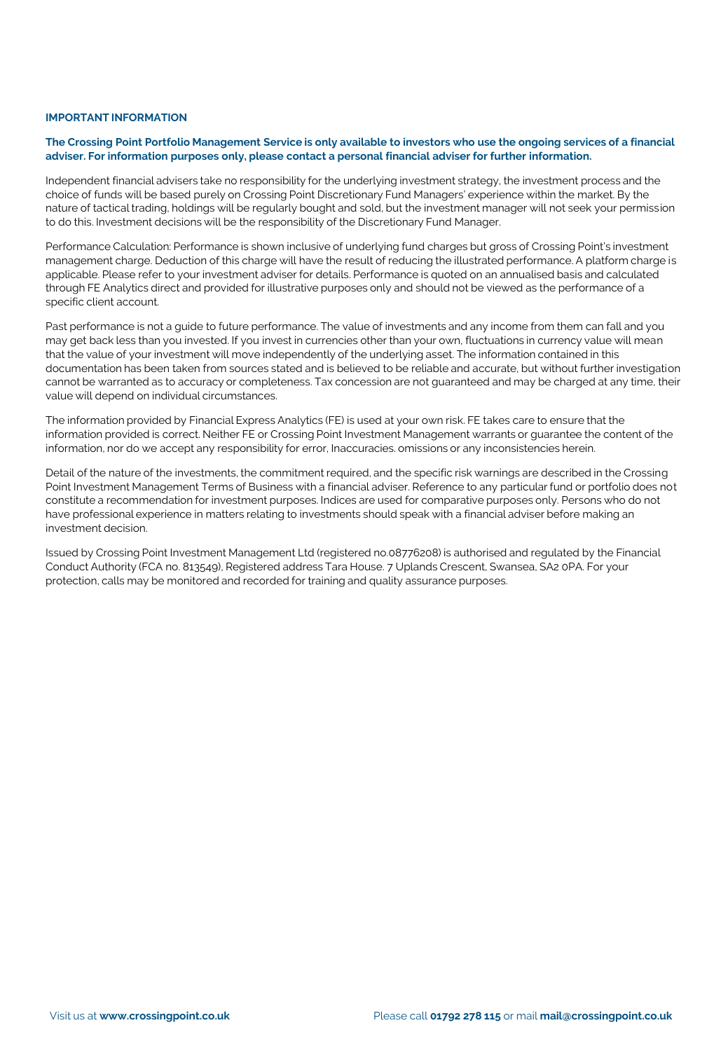## IMPORTANT INFORMATION

**The Crossing Point Portfolio Management Service is only available to investors who use the ongoing services of a financial adviser. For information purposes only, please contact a personal financial adviser for further information.**

Independent financial advisers take no responsibility for the underlying investment strategy, the investment process and the choice of funds will be based purely on Crossing Point Discretionary Fund Managers' experience within the market. By the nature of tactical trading, holdings will be regularly bought and sold, but the investment manager will not seek your permission to do this. Investment decisions will be the responsibility of the Discretionary Fund Manager.

Performance Calculation: Performance is shown inclusive of underlying fund charges but gross of Crossing Point's investment management charge. Deduction of this charge will have the result of reducing the illustrated performance. A platform charge is applicable. Please refer to your investment adviser for details. Performance is quoted on an annualised basis and calculated through FE Analytics direct and provided for illustrative purposes only and should not be viewed as the performance of a specific client account.

Past performance is not a guide to future performance. The value of investments and any income from them can fall and you may get back less than you invested. If you invest in currencies other than your own, fluctuations in currency value will mean that the value of your investment will move independently of the underlying asset. The information contained in this documentation has been taken from sources stated and is believed to be reliable and accurate, but without further investigation cannot be warranted as to accuracy or completeness. Tax concession are not guaranteed and may be charged at any time, their value will depend on individual circumstances.

The information provided by Financial Express Analytics (FE) is used at your own risk. FE takes care to ensure that the information provided is correct. Neither FE or Crossing Point Investment Management warrants or guarantee the content of the information, nor do we accept any responsibility for error, Inaccuracies. omissions or any inconsistencies herein.

Detail of the nature of the investments, the commitment required, and the specific risk warnings are described in the Crossing Point Investment Management Terms of Business with a financial adviser. Reference to any particular fund or portfolio does not constitute a recommendation for investment purposes. Indices are used for comparative purposes only. Persons who do not have professional experience in matters relating to investments should speak with a financial adviser before making an investment decision.

Issued by Crossing Point Investment Management Ltd (registered no.08776208) is authorised and regulated by the Financial Conduct Authority (FCA no. 813549), Registered address Tara House. 7 Uplands Crescent, Swansea, SA2 0PA. For your protection, calls may be monitored and recorded for training and quality assurance purposes.

Visit us at **www.crossingpoint.co.uk** Please call **01792 278 115** or mail **mail@crossingpoint.co.uk**